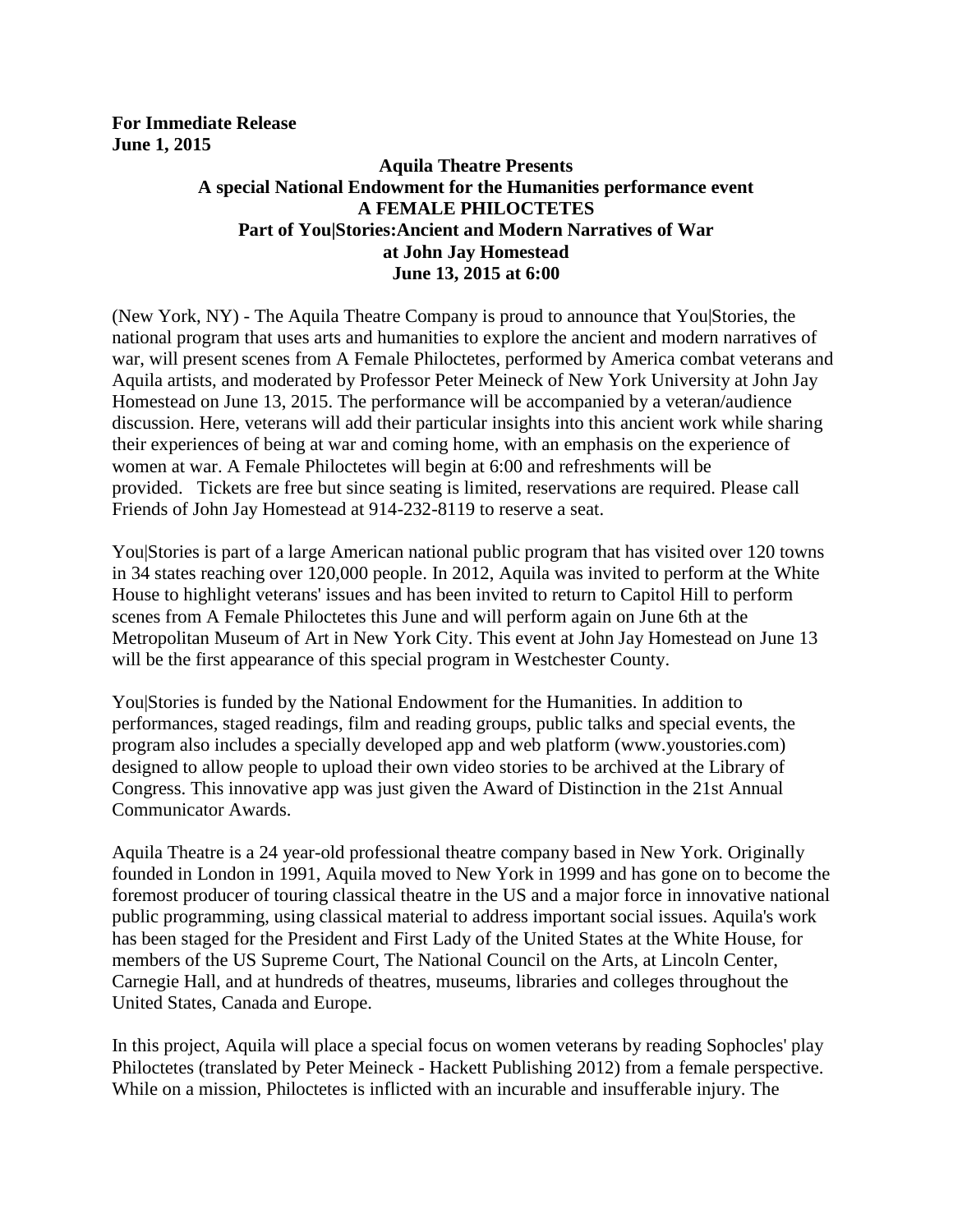**For Immediate Release**
**June 1, 2015**

**Aquila Theatre Presents**
**A special National Endowment for the Humanities performance event**
**A FEMALE PHILOCTETES**
**Part of You|Stories:Ancient and Modern Narratives of War**
**at John Jay Homestead**
**June 13, 2015 at 6:00**

(New York, NY) - The Aquila Theatre Company is proud to announce that You|Stories, the national program that uses arts and humanities to explore the ancient and modern narratives of war, will present scenes from A Female Philoctetes, performed by America combat veterans and Aquila artists, and moderated by Professor Peter Meineck of New York University at John Jay Homestead on June 13, 2015. The performance will be accompanied by a veteran/audience discussion. Here, veterans will add their particular insights into this ancient work while sharing their experiences of being at war and coming home, with an emphasis on the experience of women at war. A Female Philoctetes will begin at 6:00 and refreshments will be provided. Tickets are free but since seating is limited, reservations are required. Please call Friends of John Jay Homestead at 914-232-8119 to reserve a seat.

You|Stories is part of a large American national public program that has visited over 120 towns in 34 states reaching over 120,000 people. In 2012, Aquila was invited to perform at the White House to highlight veterans' issues and has been invited to return to Capitol Hill to perform scenes from A Female Philoctetes this June and will perform again on June 6th at the Metropolitan Museum of Art in New York City. This event at John Jay Homestead on June 13 will be the first appearance of this special program in Westchester County.

You|Stories is funded by the National Endowment for the Humanities. In addition to performances, staged readings, film and reading groups, public talks and special events, the program also includes a specially developed app and web platform (www.youstories.com) designed to allow people to upload their own video stories to be archived at the Library of Congress. This innovative app was just given the Award of Distinction in the 21st Annual Communicator Awards.

Aquila Theatre is a 24 year-old professional theatre company based in New York. Originally founded in London in 1991, Aquila moved to New York in 1999 and has gone on to become the foremost producer of touring classical theatre in the US and a major force in innovative national public programming, using classical material to address important social issues. Aquila's work has been staged for the President and First Lady of the United States at the White House, for members of the US Supreme Court, The National Council on the Arts, at Lincoln Center, Carnegie Hall, and at hundreds of theatres, museums, libraries and colleges throughout the United States, Canada and Europe.

In this project, Aquila will place a special focus on women veterans by reading Sophocles' play Philoctetes (translated by Peter Meineck - Hackett Publishing 2012) from a female perspective. While on a mission, Philoctetes is inflicted with an incurable and insufferable injury. The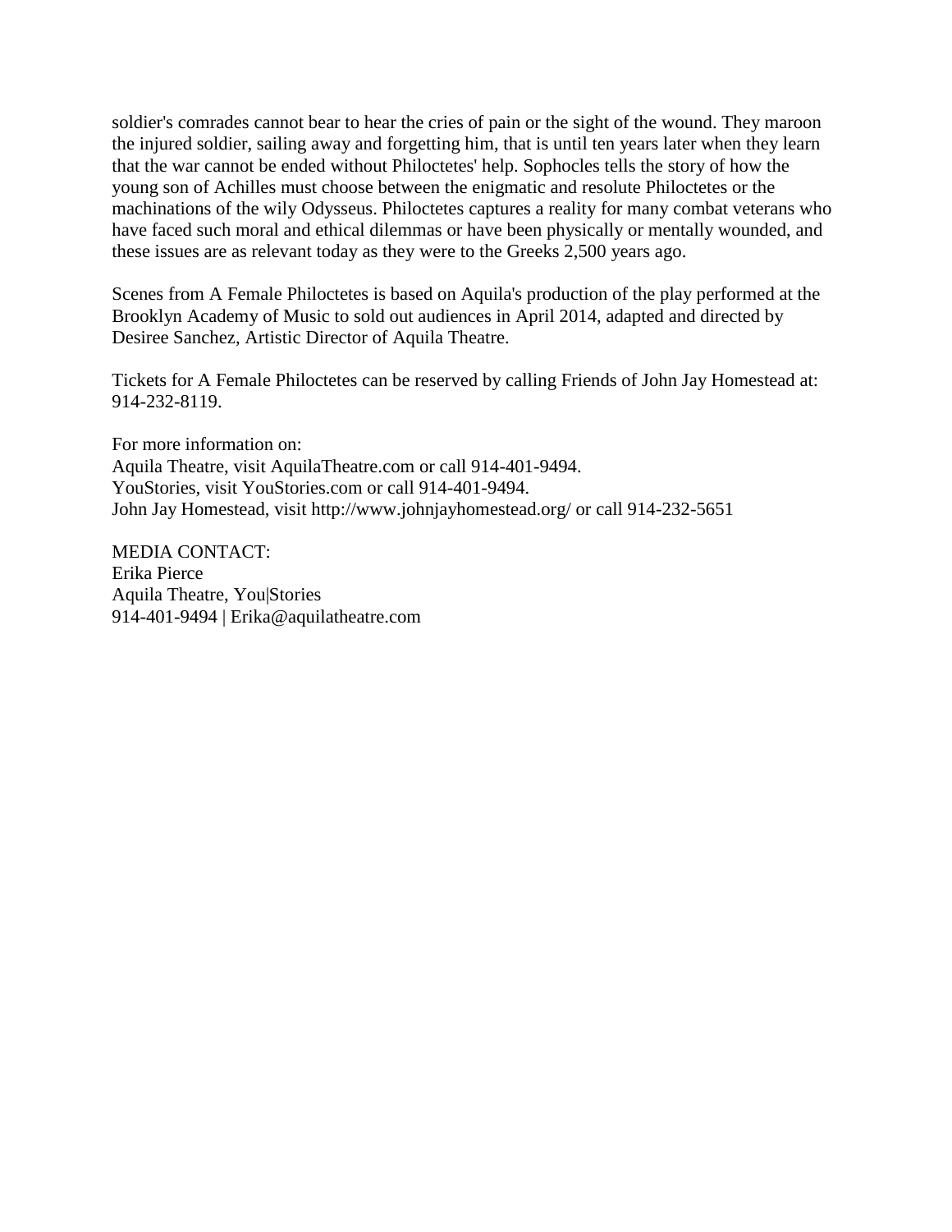soldier's comrades cannot bear to hear the cries of pain or the sight of the wound. They maroon the injured soldier, sailing away and forgetting him, that is until ten years later when they learn that the war cannot be ended without Philoctetes' help. Sophocles tells the story of how the young son of Achilles must choose between the enigmatic and resolute Philoctetes or the machinations of the wily Odysseus. Philoctetes captures a reality for many combat veterans who have faced such moral and ethical dilemmas or have been physically or mentally wounded, and these issues are as relevant today as they were to the Greeks 2,500 years ago.

Scenes from A Female Philoctetes is based on Aquila's production of the play performed at the Brooklyn Academy of Music to sold out audiences in April 2014, adapted and directed by Desiree Sanchez, Artistic Director of Aquila Theatre.

Tickets for A Female Philoctetes can be reserved by calling Friends of John Jay Homestead at: 914-232-8119.

For more information on:
Aquila Theatre, visit AquilaTheatre.com or call 914-401-9494.
YouStories, visit YouStories.com or call 914-401-9494.
John Jay Homestead, visit http://www.johnjayhomestead.org/ or call 914-232-5651

MEDIA CONTACT:
Erika Pierce
Aquila Theatre, You|Stories
914-401-9494 | Erika@aquilatheatre.com